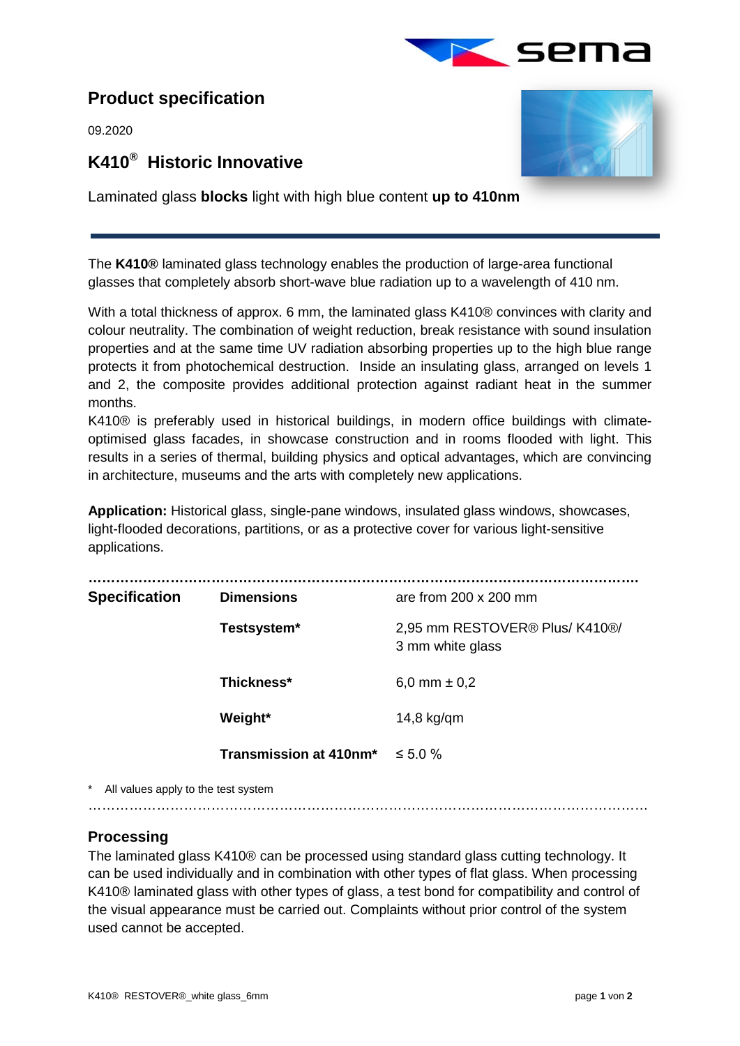## Product specification

09.2020

## K410® Historic Innovative

Laminated glass **blocks** light with high blue content **up to 410nm**

---

The **K410®** laminated glass technology enables the production of large-area functional glasses that completely absorb short-wave blue radiation up to a wavelength of 410 nm.

With a total thickness of approx. 6 mm, the laminated glass K410® convinces with clarity and colour neutrality. The combination of weight reduction, break resistance with sound insulation properties and at the same time UV radiation absorbing properties up to the high blue range protects it from photochemical destruction. Inside an insulating glass, arranged on levels 1 and 2, the composite provides additional protection against radiant heat in the summer months.
K410® is preferably used in historical buildings, in modern office buildings with climate-optimised glass facades, in showcase construction and in rooms flooded with light. This results in a series of thermal, building physics and optical advantages, which are convincing in architecture, museums and the arts with completely new applications.

**Application:** Historical glass, single-pane windows, insulated glass windows, showcases, light-flooded decorations, partitions, or as a protective cover for various light-sensitive applications.

| Specification | | |
|---|---|---|
| | **Dimensions** | are from 200 x 200 mm |
| | **Testsystem*** | 2,95 mm RESTOVER® Plus/ K410®/ 3 mm white glass |
| | **Thickness*** | 6,0 mm ± 0,2 |
| | **Weight*** | 14,8 kg/qm |
| | **Transmission at 410nm*** | ≤ 5.0 % |

\* All values apply to the test system

### Processing

The laminated glass K410® can be processed using standard glass cutting technology. It can be used individually and in combination with other types of flat glass. When processing K410® laminated glass with other types of glass, a test bond for compatibility and control of the visual appearance must be carried out. Complaints without prior control of the system used cannot be accepted.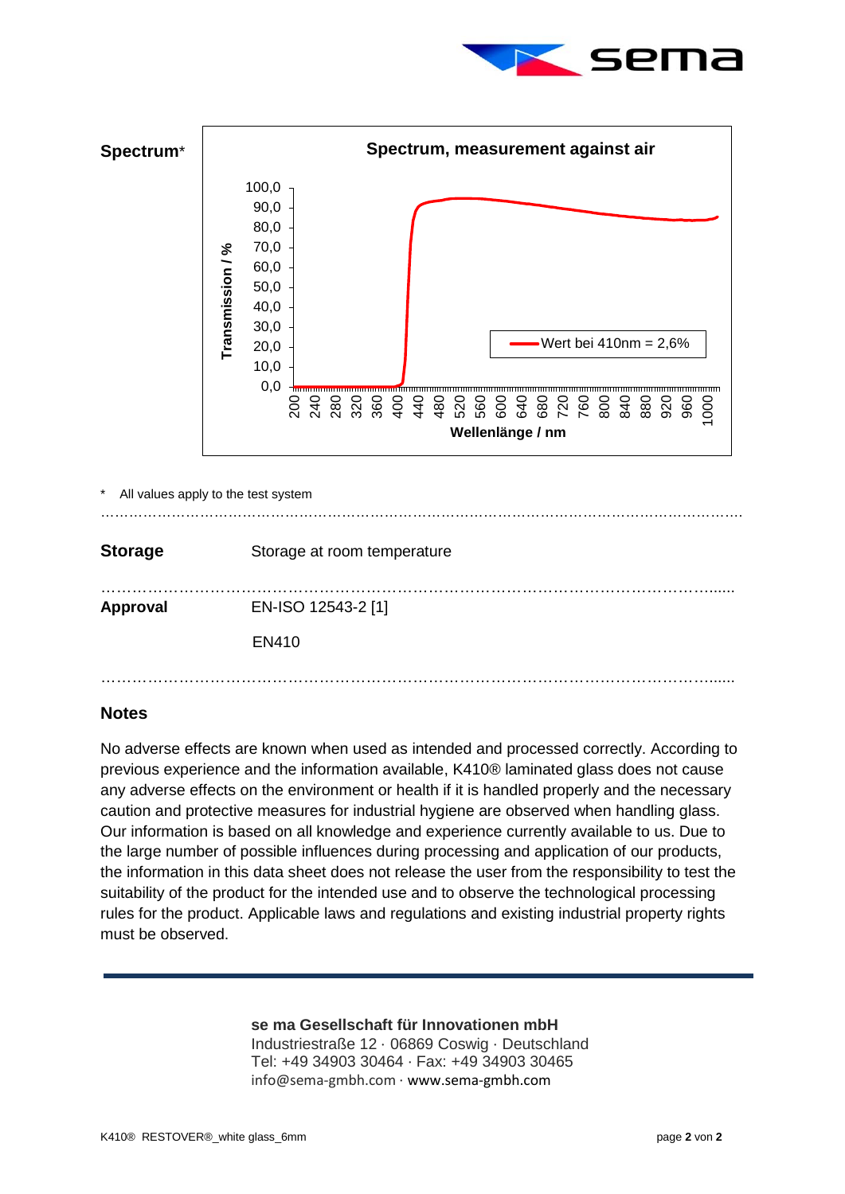**Spectrum***

Spectrum, measurement against air

Transmission / %

100,0
90,0
80,0
70,0
60,0
50,0
40,0
30,0
20,0
10,0
0,0

200 240 280 320 360 400 440 480 520 560 600 640 680 720 760 800 840 880 920 960 1000

Wellenlänge / nm

Wert bei 410nm = 2,6%

* All values apply to the test system

**Storage** Storage at room temperature

**Approval** EN-ISO 12543-2 [1]

EN410

## Notes

No adverse effects are known when used as intended and processed correctly. According to previous experience and the information available, K410® laminated glass does not cause any adverse effects on the environment or health if it is handled properly and the necessary caution and protective measures for industrial hygiene are observed when handling glass. Our information is based on all knowledge and experience currently available to us. Due to the large number of possible influences during processing and application of our products, the information in this data sheet does not release the user from the responsibility to test the suitability of the product for the intended use and to observe the technological processing rules for the product. Applicable laws and regulations and existing industrial property rights must be observed.

**se ma Gesellschaft für Innovationen mbH**
Industriestraße 12 · 06869 Coswig · Deutschland
Tel: +49 34903 30464 · Fax: +49 34903 30465
info@sema-gmbh.com · www.sema-gmbh.com